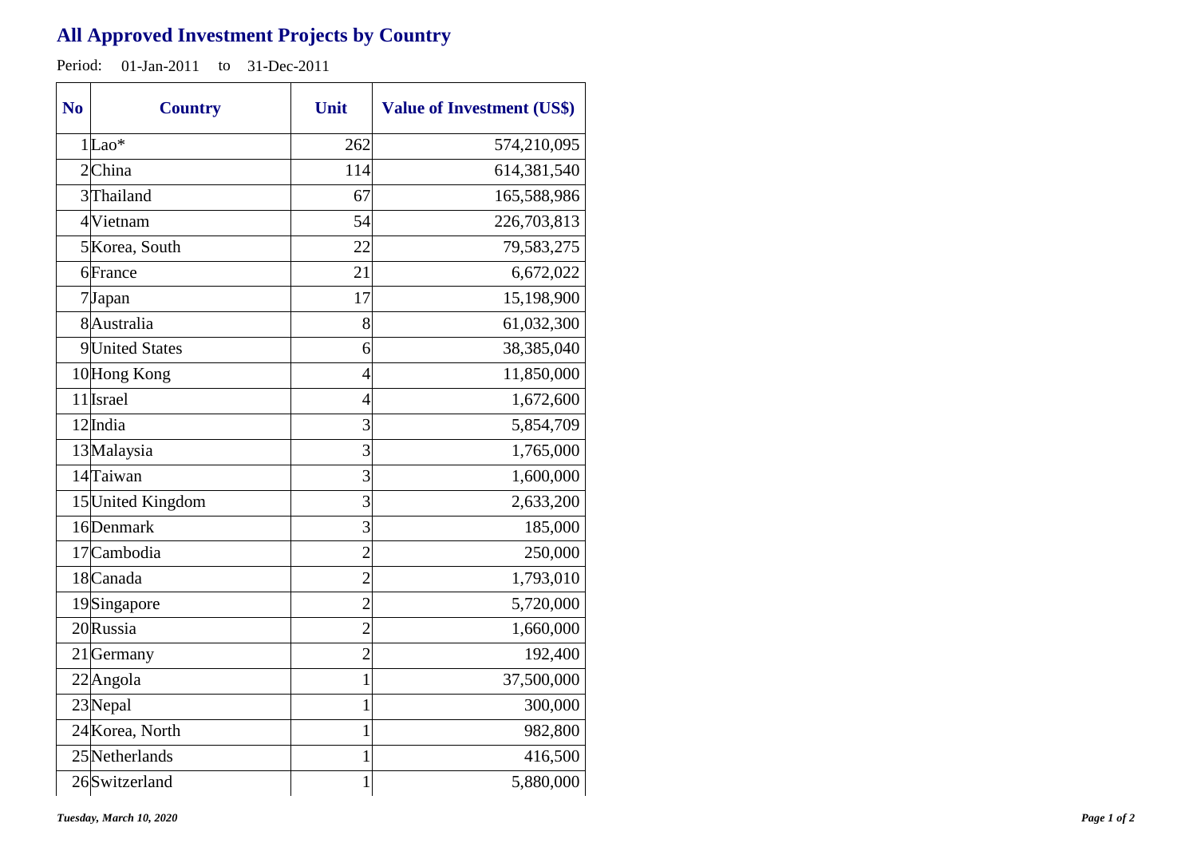# All Approved Investment Projects by Country

Period: 01-Jan-2011 to 31-Dec-2011

| No | Country | Unit | Value of Investment (US$) |
|---|---|---|---|
| 1 | Lao* | 262 | 574,210,095 |
| 2 | China | 114 | 614,381,540 |
| 3 | Thailand | 67 | 165,588,986 |
| 4 | Vietnam | 54 | 226,703,813 |
| 5 | Korea, South | 22 | 79,583,275 |
| 6 | France | 21 | 6,672,022 |
| 7 | Japan | 17 | 15,198,900 |
| 8 | Australia | 8 | 61,032,300 |
| 9 | United States | 6 | 38,385,040 |
| 10 | Hong Kong | 4 | 11,850,000 |
| 11 | Israel | 4 | 1,672,600 |
| 12 | India | 3 | 5,854,709 |
| 13 | Malaysia | 3 | 1,765,000 |
| 14 | Taiwan | 3 | 1,600,000 |
| 15 | United Kingdom | 3 | 2,633,200 |
| 16 | Denmark | 3 | 185,000 |
| 17 | Cambodia | 2 | 250,000 |
| 18 | Canada | 2 | 1,793,010 |
| 19 | Singapore | 2 | 5,720,000 |
| 20 | Russia | 2 | 1,660,000 |
| 21 | Germany | 2 | 192,400 |
| 22 | Angola | 1 | 37,500,000 |
| 23 | Nepal | 1 | 300,000 |
| 24 | Korea, North | 1 | 982,800 |
| 25 | Netherlands | 1 | 416,500 |
| 26 | Switzerland | 1 | 5,880,000 |

*Tuesday, March 10, 2020*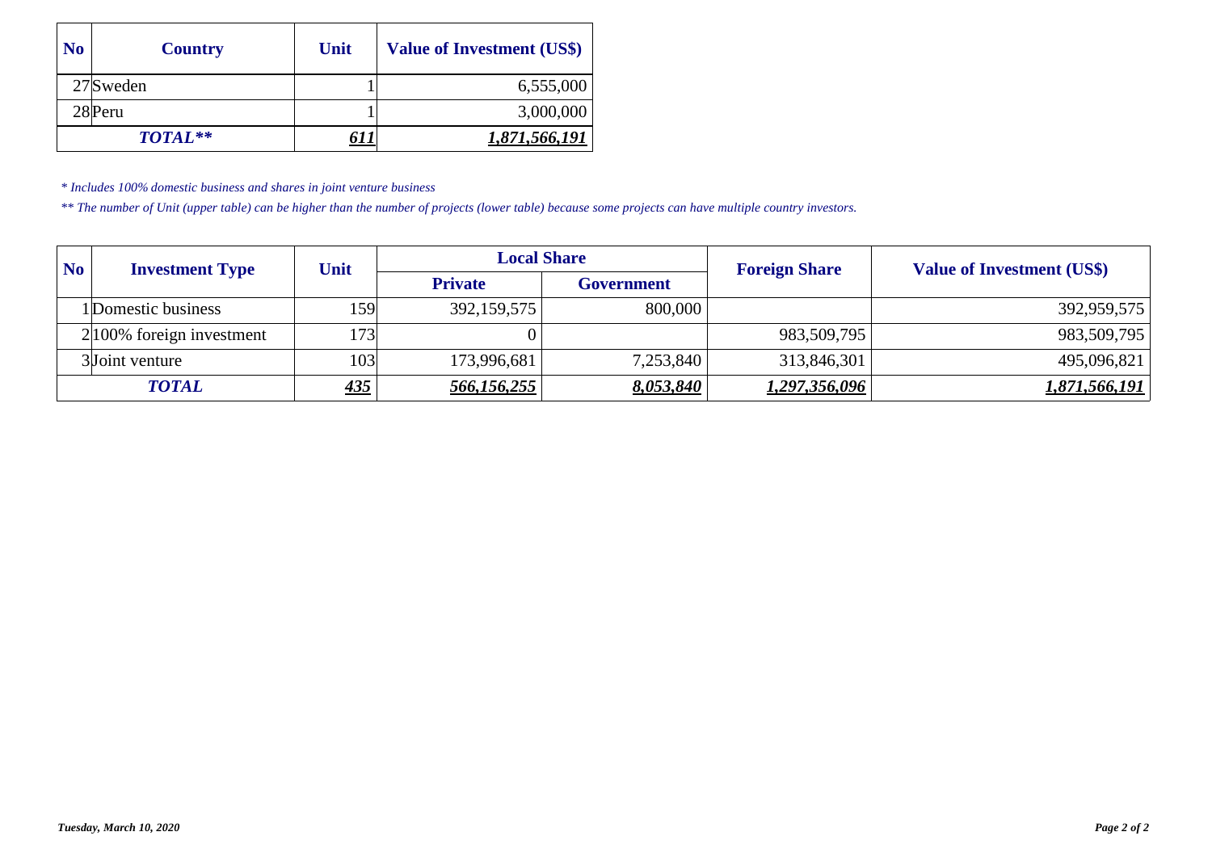| No | Country | Unit | Value of Investment (US$) |
|---|---|---|---|
| 27 | Sweden | 1 | 6,555,000 |
| 28 | Peru | 1 | 3,000,000 |
| ***TOTAL**** | | ***611*** | ***1,871,566,191*** |

*\* Includes 100% domestic business and shares in joint venture business*

*\*\* The number of Unit (upper table) can be higher than the number of projects (lower table) because some projects can have multiple country investors.*

| No | Investment Type | Unit | Local Share | | Foreign Share | Value of Investment (US$) |
|---|---|---|---|---|---|---|
| | | | Private | Government | | |
| 1 | Domestic business | 159 | 392,159,575 | 800,000 | | 392,959,575 |
| 2 | 100% foreign investment | 173 | 0 | | 983,509,795 | 983,509,795 |
| 3 | Joint venture | 103 | 173,996,681 | 7,253,840 | 313,846,301 | 495,096,821 |
| ***TOTAL*** | | ***435*** | ***566,156,255*** | ***8,053,840*** | ***1,297,356,096*** | ***1,871,566,191*** |

*Tuesday, March 10, 2020*